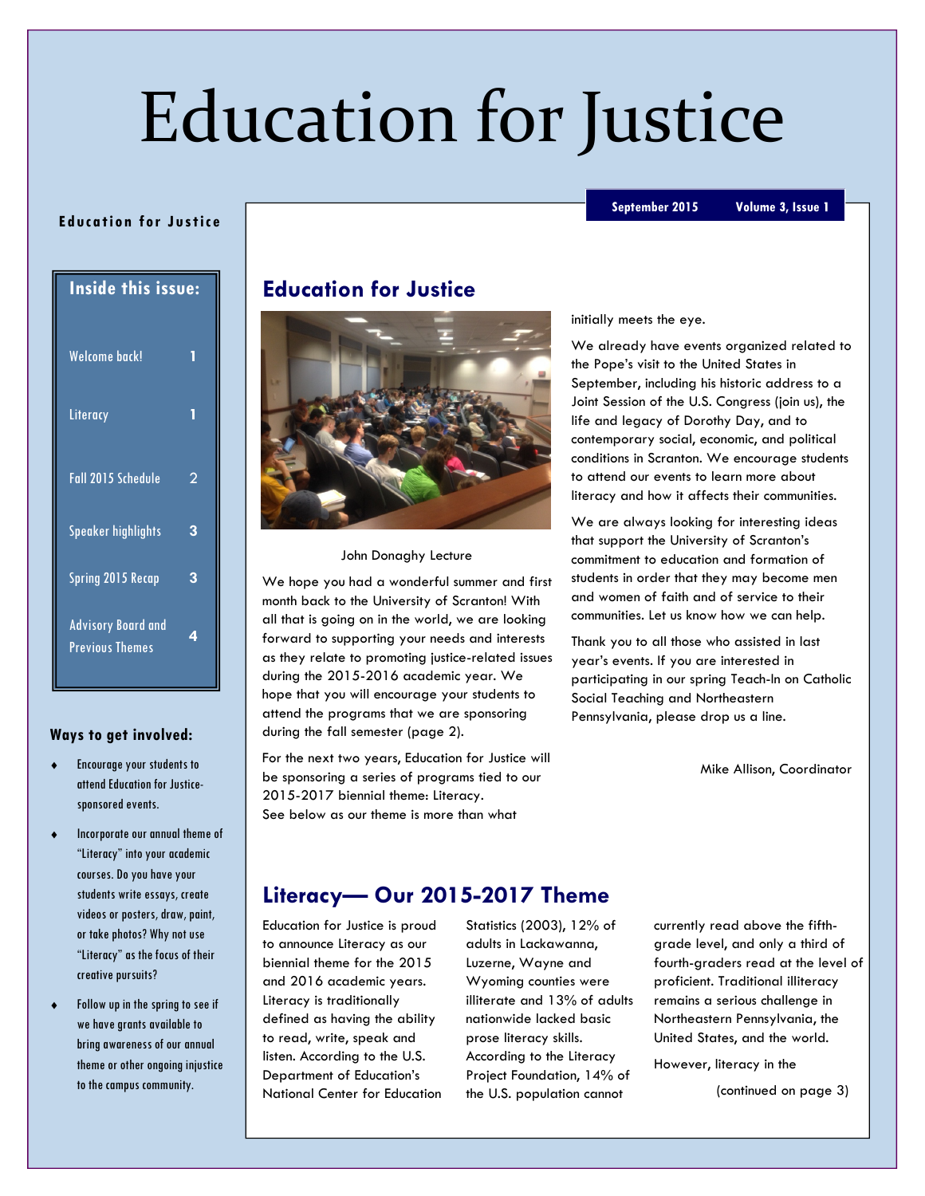# Education for Justice

September 2015 | Volume 3, Issue 1

**Education for Justice**

## Inside this issue:

| | |
|---|---|
| Welcome back! | 1 |
| Literacy | 1 |
| Fall 2015 Schedule | 2 |
| Speaker highlights | 3 |
| Spring 2015 Recap | 3 |
| Advisory Board and Previous Themes | 4 |

### Ways to get involved:

- Encourage your students to attend Education for Justice-sponsored events.
- Incorporate our annual theme of "Literacy" into your academic courses. Do you have your students write essays, create videos or posters, draw, paint, or take photos? Why not use "Literacy" as the focus of their creative pursuits?
- Follow up in the spring to see if we have grants available to bring awareness of our annual theme or other ongoing injustice to the campus community.

## Education for Justice

John Donaghy Lecture

We hope you had a wonderful summer and first month back to the University of Scranton! With all that is going on in the world, we are looking forward to supporting your needs and interests as they relate to promoting justice-related issues during the 2015-2016 academic year. We hope that you will encourage your students to attend the programs that we are sponsoring during the fall semester (page 2).

For the next two years, Education for Justice will be sponsoring a series of programs tied to our 2015-2017 biennial theme: Literacy. See below as our theme is more than what initially meets the eye.

We already have events organized related to the Pope's visit to the United States in September, including his historic address to a Joint Session of the U.S. Congress (join us), the life and legacy of Dorothy Day, and to contemporary social, economic, and political conditions in Scranton. We encourage students to attend our events to learn more about literacy and how it affects their communities.

We are always looking for interesting ideas that support the University of Scranton's commitment to education and formation of students in order that they may become men and women of faith and of service to their communities. Let us know how we can help.

Thank you to all those who assisted in last year's events. If you are interested in participating in our spring Teach-In on Catholic Social Teaching and Northeastern Pennsylvania, please drop us a line.

Mike Allison, Coordinator

## Literacy— Our 2015-2017 Theme

Education for Justice is proud to announce Literacy as our biennial theme for the 2015 and 2016 academic years. Literacy is traditionally defined as having the ability to read, write, speak and listen. According to the U.S. Department of Education's National Center for Education Statistics (2003), 12% of adults in Lackawanna, Luzerne, Wayne and Wyoming counties were illiterate and 13% of adults nationwide lacked basic prose literacy skills. According to the Literacy Project Foundation, 14% of the U.S. population cannot currently read above the fifth-grade level, and only a third of fourth-graders read at the level of proficient. Traditional illiteracy remains a serious challenge in Northeastern Pennsylvania, the United States, and the world.

However, literacy in the

(continued on page 3)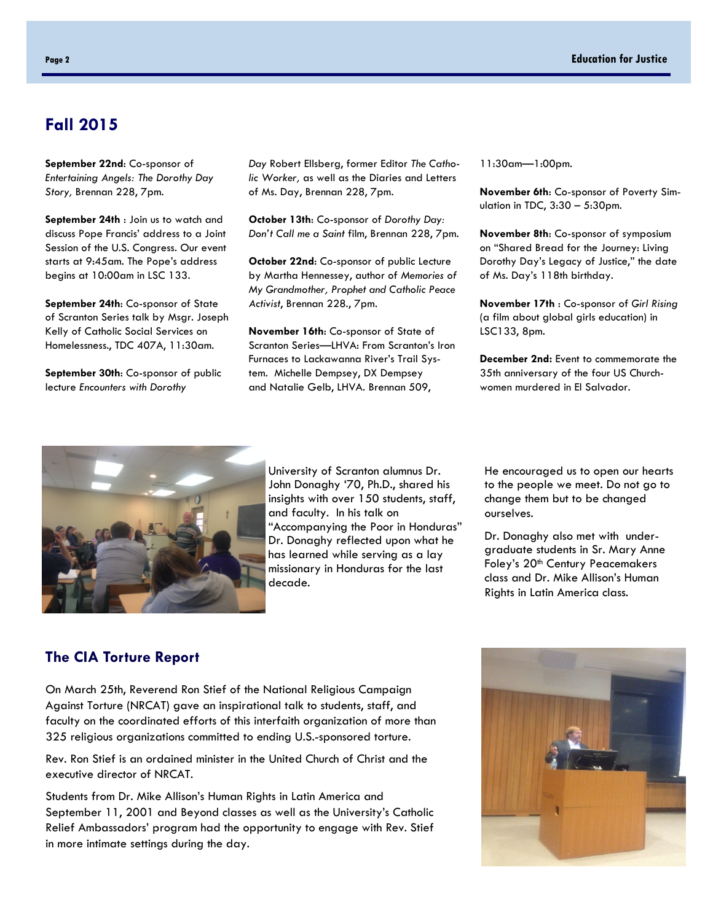## Fall 2015

**September 22nd**: Co-sponsor of *Entertaining Angels: The Dorothy Day Story,* Brennan 228, 7pm.

**September 24th** : Join us to watch and discuss Pope Francis' address to a Joint Session of the U.S. Congress. Our event starts at 9:45am. The Pope's address begins at 10:00am in LSC 133.

**September 24th**: Co-sponsor of State of Scranton Series talk by Msgr. Joseph Kelly of Catholic Social Services on Homelessness., TDC 407A, 11:30am.

**September 30th**: Co-sponsor of public lecture *Encounters with Dorothy Day* Robert Ellsberg, former Editor *The Catholic Worker,* as well as the Diaries and Letters of Ms. Day, Brennan 228, 7pm.

**October 13th**: Co-sponsor of *Dorothy Day: Don't Call me a Saint* film, Brennan 228, 7pm.

**October 22nd**: Co-sponsor of public Lecture by Martha Hennessey, author of *Memories of My Grandmother, Prophet and Catholic Peace Activist*, Brennan 228., 7pm.

**November 16th**: Co-sponsor of State of Scranton Series—LHVA: From Scranton's Iron Furnaces to Lackawanna River's Trail System. Michelle Dempsey, DX Dempsey and Natalie Gelb, LHVA. Brennan 509, 11:30am—1:00pm.

**November 6th**: Co-sponsor of Poverty Simulation in TDC, 3:30 – 5:30pm.

**November 8th**: Co-sponsor of symposium on "Shared Bread for the Journey: Living Dorothy Day's Legacy of Justice," the date of Ms. Day's 118th birthday.

**November 17th** : Co-sponsor of *Girl Rising* (a film about global girls education) in LSC133, 8pm.

**December 2nd:** Event to commemorate the 35th anniversary of the four US Churchwomen murdered in El Salvador.

University of Scranton alumnus Dr. John Donaghy '70, Ph.D., shared his insights with over 150 students, staff, and faculty. In his talk on "Accompanying the Poor in Honduras" Dr. Donaghy reflected upon what he has learned while serving as a lay missionary in Honduras for the last decade.

He encouraged us to open our hearts to the people we meet. Do not go to change them but to be changed ourselves.

Dr. Donaghy also met with undergraduate students in Sr. Mary Anne Foley's 20th Century Peacemakers class and Dr. Mike Allison's Human Rights in Latin America class.

## The CIA Torture Report

On March 25th, Reverend Ron Stief of the National Religious Campaign Against Torture (NRCAT) gave an inspirational talk to students, staff, and faculty on the coordinated efforts of this interfaith organization of more than 325 religious organizations committed to ending U.S.-sponsored torture.

Rev. Ron Stief is an ordained minister in the United Church of Christ and the executive director of NRCAT.

Students from Dr. Mike Allison's Human Rights in Latin America and September 11, 2001 and Beyond classes as well as the University's Catholic Relief Ambassadors' program had the opportunity to engage with Rev. Stief in more intimate settings during the day.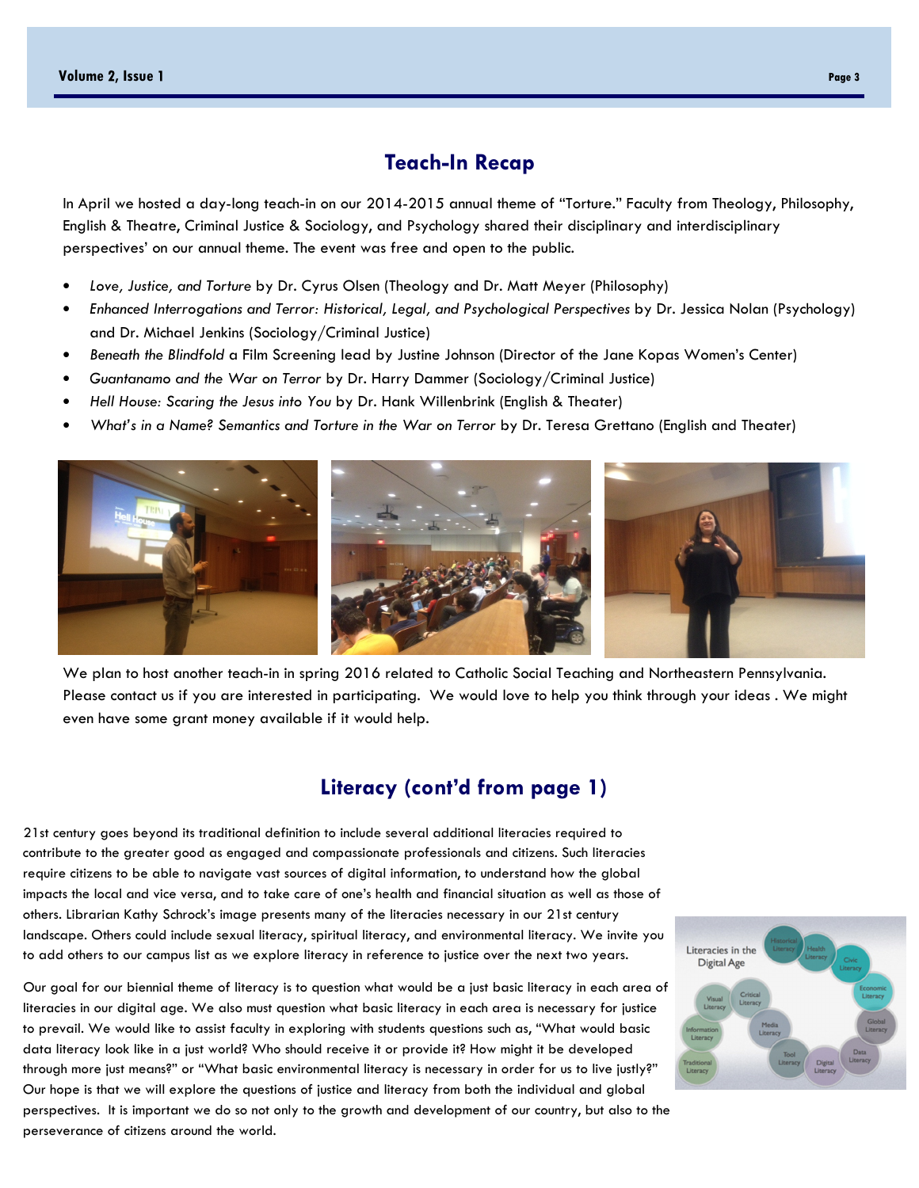## Teach-In Recap

In April we hosted a day-long teach-in on our 2014-2015 annual theme of "Torture." Faculty from Theology, Philosophy, English & Theatre, Criminal Justice & Sociology, and Psychology shared their disciplinary and interdisciplinary perspectives' on our annual theme. The event was free and open to the public.

- *Love, Justice, and Torture* by Dr. Cyrus Olsen (Theology and Dr. Matt Meyer (Philosophy)
- *Enhanced Interrogations and Terror: Historical, Legal, and Psychological Perspectives* by Dr. Jessica Nolan (Psychology) and Dr. Michael Jenkins (Sociology/Criminal Justice)
- *Beneath the Blindfold* a Film Screening lead by Justine Johnson (Director of the Jane Kopas Women's Center)
- *Guantanamo and the War on Terror* by Dr. Harry Dammer (Sociology/Criminal Justice)
- *Hell House: Scaring the Jesus into You* by Dr. Hank Willenbrink (English & Theater)
- *What's in a Name? Semantics and Torture in the War on Terror* by Dr. Teresa Grettano (English and Theater)

We plan to host another teach-in in spring 2016 related to Catholic Social Teaching and Northeastern Pennsylvania. Please contact us if you are interested in participating. We would love to help you think through your ideas . We might even have some grant money available if it would help.

## Literacy (cont'd from page 1)

21st century goes beyond its traditional definition to include several additional literacies required to contribute to the greater good as engaged and compassionate professionals and citizens. Such literacies require citizens to be able to navigate vast sources of digital information, to understand how the global impacts the local and vice versa, and to take care of one's health and financial situation as well as those of others. Librarian Kathy Schrock's image presents many of the literacies necessary in our 21st century landscape. Others could include sexual literacy, spiritual literacy, and environmental literacy. We invite you to add others to our campus list as we explore literacy in reference to justice over the next two years.

Our goal for our biennial theme of literacy is to question what would be a just basic literacy in each area of literacies in our digital age. We also must question what basic literacy in each area is necessary for justice to prevail. We would like to assist faculty in exploring with students questions such as, "What would basic data literacy look like in a just world? Who should receive it or provide it? How might it be developed through more just means?" or "What basic environmental literacy is necessary in order for us to live justly?" Our hope is that we will explore the questions of justice and literacy from both the individual and global perspectives. It is important we do so not only to the growth and development of our country, but also to the perseverance of citizens around the world.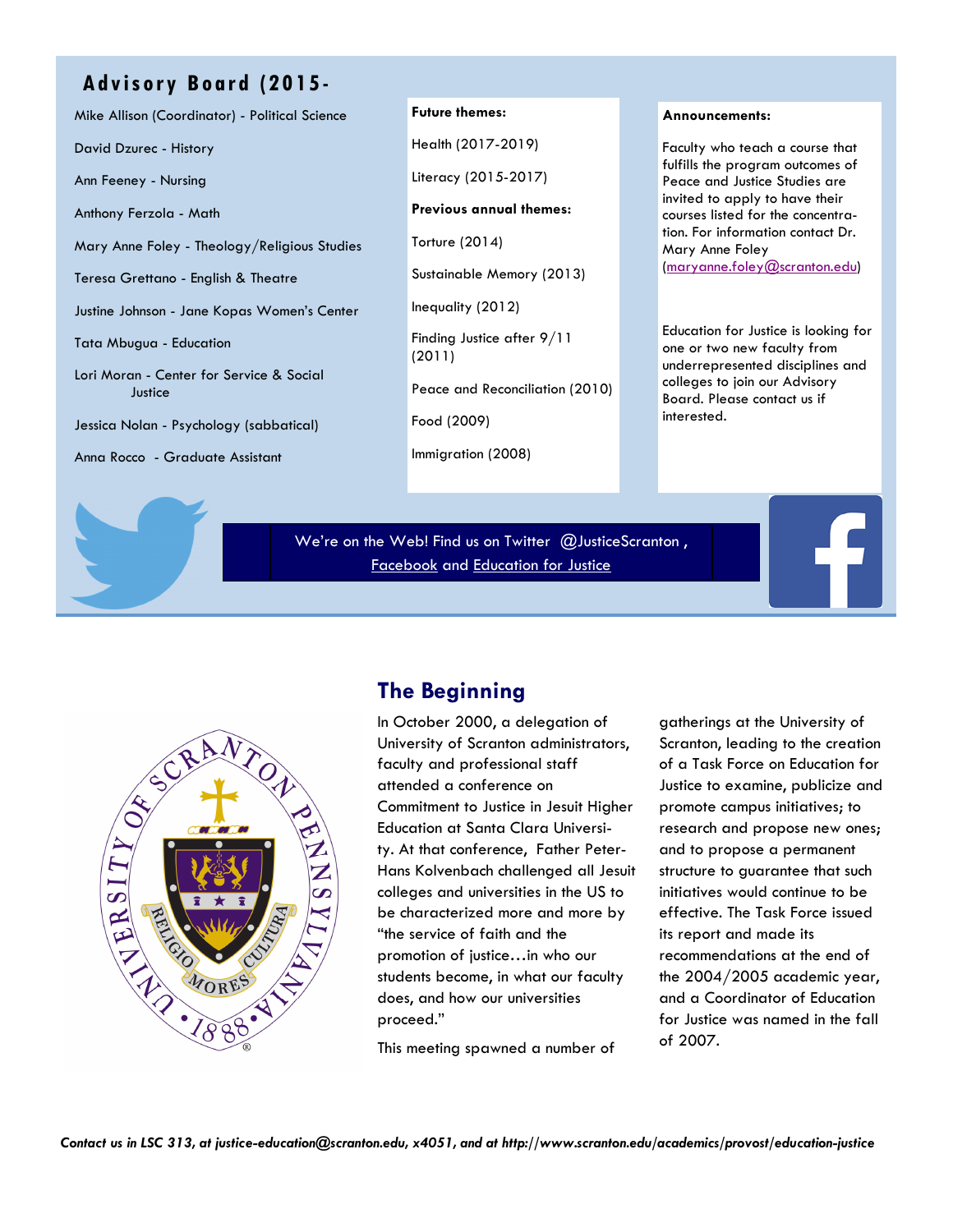## Advisory Board (2015-

Mike Allison (Coordinator) - Political Science

David Dzurec - History

Ann Feeney - Nursing

Anthony Ferzola - Math

Mary Anne Foley - Theology/Religious Studies

Teresa Grettano - English & Theatre

Justine Johnson - Jane Kopas Women's Center

Tata Mbugua - Education

Lori Moran - Center for Service & Social Justice

Jessica Nolan - Psychology (sabbatical)

Anna Rocco - Graduate Assistant

**Future themes:**

Health (2017-2019)

Literacy (2015-2017)

**Previous annual themes:**

Torture (2014)

Sustainable Memory (2013)

Inequality (2012)

Finding Justice after 9/11 (2011)

Peace and Reconciliation (2010)

Food (2009)

Immigration (2008)

**Announcements:**

Faculty who teach a course that fulfills the program outcomes of Peace and Justice Studies are invited to apply to have their courses listed for the concentration. For information contact Dr. Mary Anne Foley (maryanne.foley@scranton.edu)

Education for Justice is looking for one or two new faculty from underrepresented disciplines and colleges to join our Advisory Board. Please contact us if interested.

We're on the Web! Find us on Twitter @JusticeScranton , Facebook and Education for Justice

## The Beginning

In October 2000, a delegation of University of Scranton administrators, faculty and professional staff attended a conference on Commitment to Justice in Jesuit Higher Education at Santa Clara University. At that conference, Father Peter-Hans Kolvenbach challenged all Jesuit colleges and universities in the US to be characterized more and more by "the service of faith and the promotion of justice…in who our students become, in what our faculty does, and how our universities proceed."

This meeting spawned a number of gatherings at the University of Scranton, leading to the creation of a Task Force on Education for Justice to examine, publicize and promote campus initiatives; to research and propose new ones; and to propose a permanent structure to guarantee that such initiatives would continue to be effective. The Task Force issued its report and made its recommendations at the end of the 2004/2005 academic year, and a Coordinator of Education for Justice was named in the fall of 2007.

*Contact us in LSC 313, at justice-education@scranton.edu, x4051, and at http://www.scranton.edu/academics/provost/education-justice*